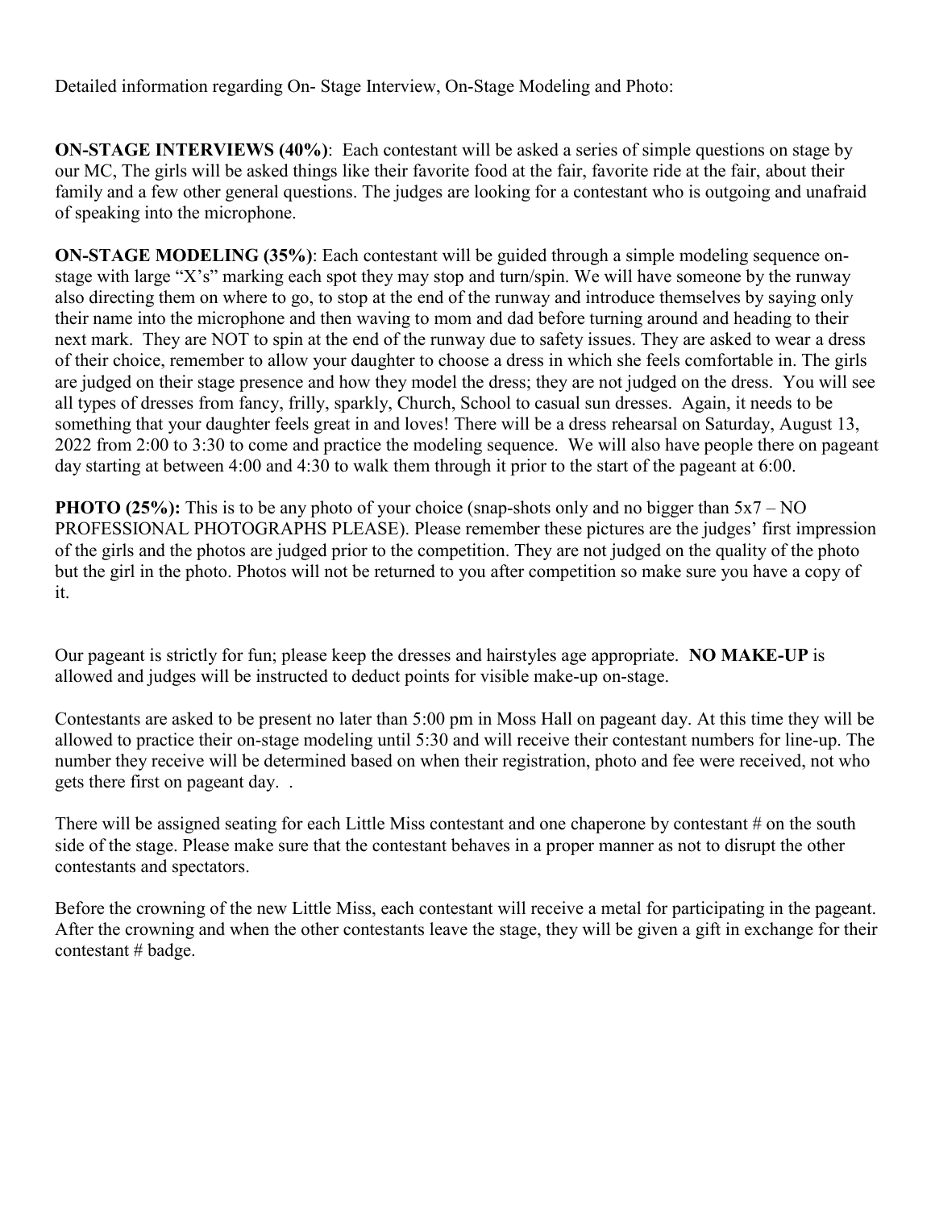Detailed information regarding On- Stage Interview, On-Stage Modeling and Photo:

**ON-STAGE INTERVIEWS (40%)**: Each contestant will be asked a series of simple questions on stage by our MC, The girls will be asked things like their favorite food at the fair, favorite ride at the fair, about their family and a few other general questions. The judges are looking for a contestant who is outgoing and unafraid of speaking into the microphone.

**ON-STAGE MODELING (35%)**: Each contestant will be guided through a simple modeling sequence on-stage with large "X's" marking each spot they may stop and turn/spin. We will have someone by the runway also directing them on where to go, to stop at the end of the runway and introduce themselves by saying only their name into the microphone and then waving to mom and dad before turning around and heading to their next mark. They are NOT to spin at the end of the runway due to safety issues. They are asked to wear a dress of their choice, remember to allow your daughter to choose a dress in which she feels comfortable in. The girls are judged on their stage presence and how they model the dress; they are not judged on the dress. You will see all types of dresses from fancy, frilly, sparkly, Church, School to casual sun dresses. Again, it needs to be something that your daughter feels great in and loves! There will be a dress rehearsal on Saturday, August 13, 2022 from 2:00 to 3:30 to come and practice the modeling sequence. We will also have people there on pageant day starting at between 4:00 and 4:30 to walk them through it prior to the start of the pageant at 6:00.

**PHOTO (25%):** This is to be any photo of your choice (snap-shots only and no bigger than 5x7 – NO PROFESSIONAL PHOTOGRAPHS PLEASE). Please remember these pictures are the judges' first impression of the girls and the photos are judged prior to the competition. They are not judged on the quality of the photo but the girl in the photo. Photos will not be returned to you after competition so make sure you have a copy of it.

Our pageant is strictly for fun; please keep the dresses and hairstyles age appropriate. **NO MAKE-UP** is allowed and judges will be instructed to deduct points for visible make-up on-stage.

Contestants are asked to be present no later than 5:00 pm in Moss Hall on pageant day. At this time they will be allowed to practice their on-stage modeling until 5:30 and will receive their contestant numbers for line-up. The number they receive will be determined based on when their registration, photo and fee were received, not who gets there first on pageant day. .

There will be assigned seating for each Little Miss contestant and one chaperone by contestant # on the south side of the stage. Please make sure that the contestant behaves in a proper manner as not to disrupt the other contestants and spectators.

Before the crowning of the new Little Miss, each contestant will receive a metal for participating in the pageant. After the crowning and when the other contestants leave the stage, they will be given a gift in exchange for their contestant # badge.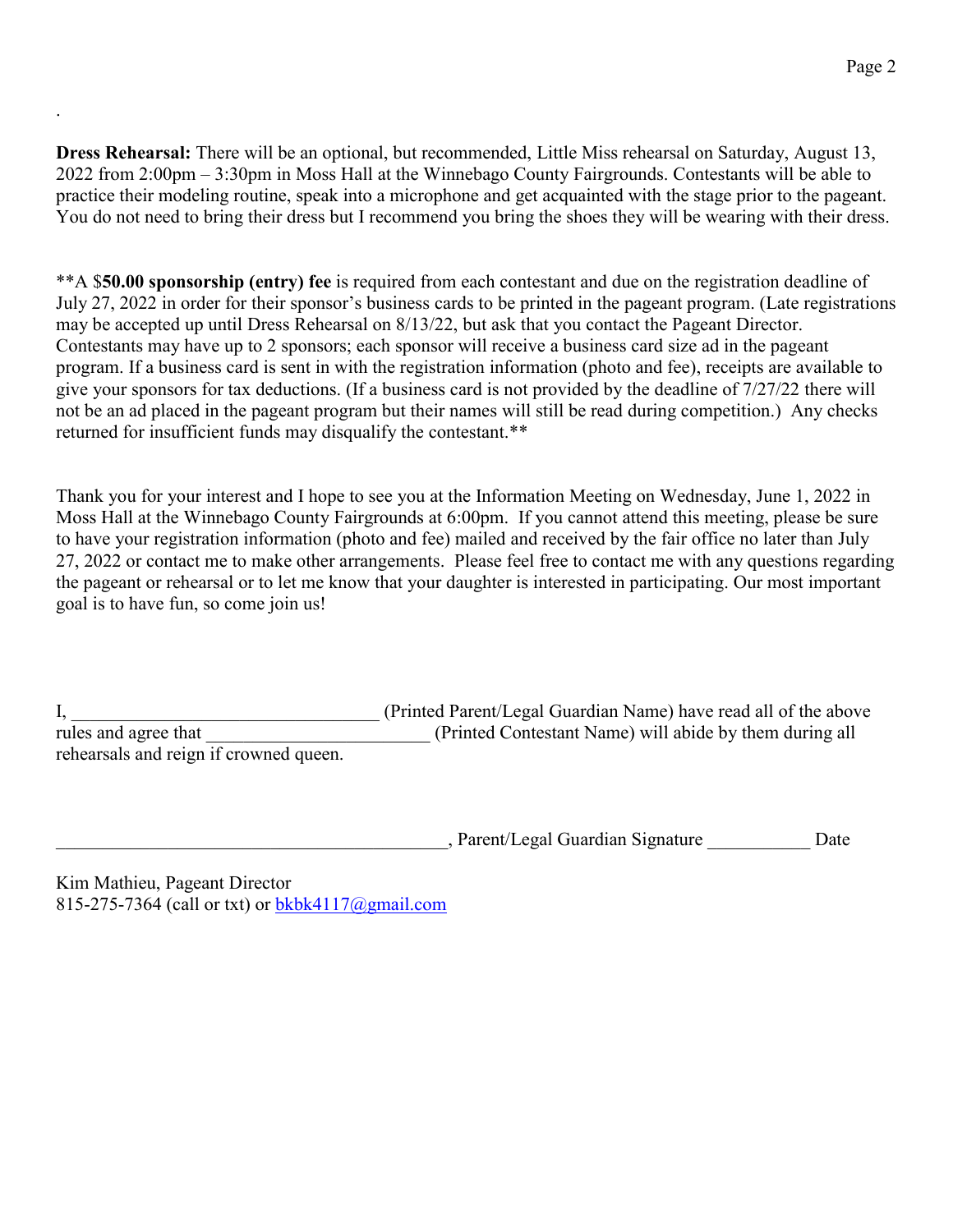.

**Dress Rehearsal:** There will be an optional, but recommended, Little Miss rehearsal on Saturday, August 13, 2022 from 2:00pm – 3:30pm in Moss Hall at the Winnebago County Fairgrounds. Contestants will be able to practice their modeling routine, speak into a microphone and get acquainted with the stage prior to the pageant. You do not need to bring their dress but I recommend you bring the shoes they will be wearing with their dress.

**A $**50.00 sponsorship (entry) fee** is required from each contestant and due on the registration deadline of July 27, 2022 in order for their sponsor's business cards to be printed in the pageant program. (Late registrations may be accepted up until Dress Rehearsal on 8/13/22, but ask that you contact the Pageant Director. Contestants may have up to 2 sponsors; each sponsor will receive a business card size ad in the pageant program. If a business card is sent in with the registration information (photo and fee), receipts are available to give your sponsors for tax deductions. (If a business card is not provided by the deadline of 7/27/22 there will not be an ad placed in the pageant program but their names will still be read during competition.) Any checks returned for insufficient funds may disqualify the contestant.**

Thank you for your interest and I hope to see you at the Information Meeting on Wednesday, June 1, 2022 in Moss Hall at the Winnebago County Fairgrounds at 6:00pm. If you cannot attend this meeting, please be sure to have your registration information (photo and fee) mailed and received by the fair office no later than July 27, 2022 or contact me to make other arrangements. Please feel free to contact me with any questions regarding the pageant or rehearsal or to let me know that your daughter is interested in participating. Our most important goal is to have fun, so come join us!

I, _________________________________ (Printed Parent/Legal Guardian Name) have read all of the above rules and agree that ________________________ (Printed Contestant Name) will abide by them during all rehearsals and reign if crowned queen.

__________________________________________, Parent/Legal Guardian Signature ___________ Date

Kim Mathieu, Pageant Director
815-275-7364 (call or txt) or bkbk4117@gmail.com